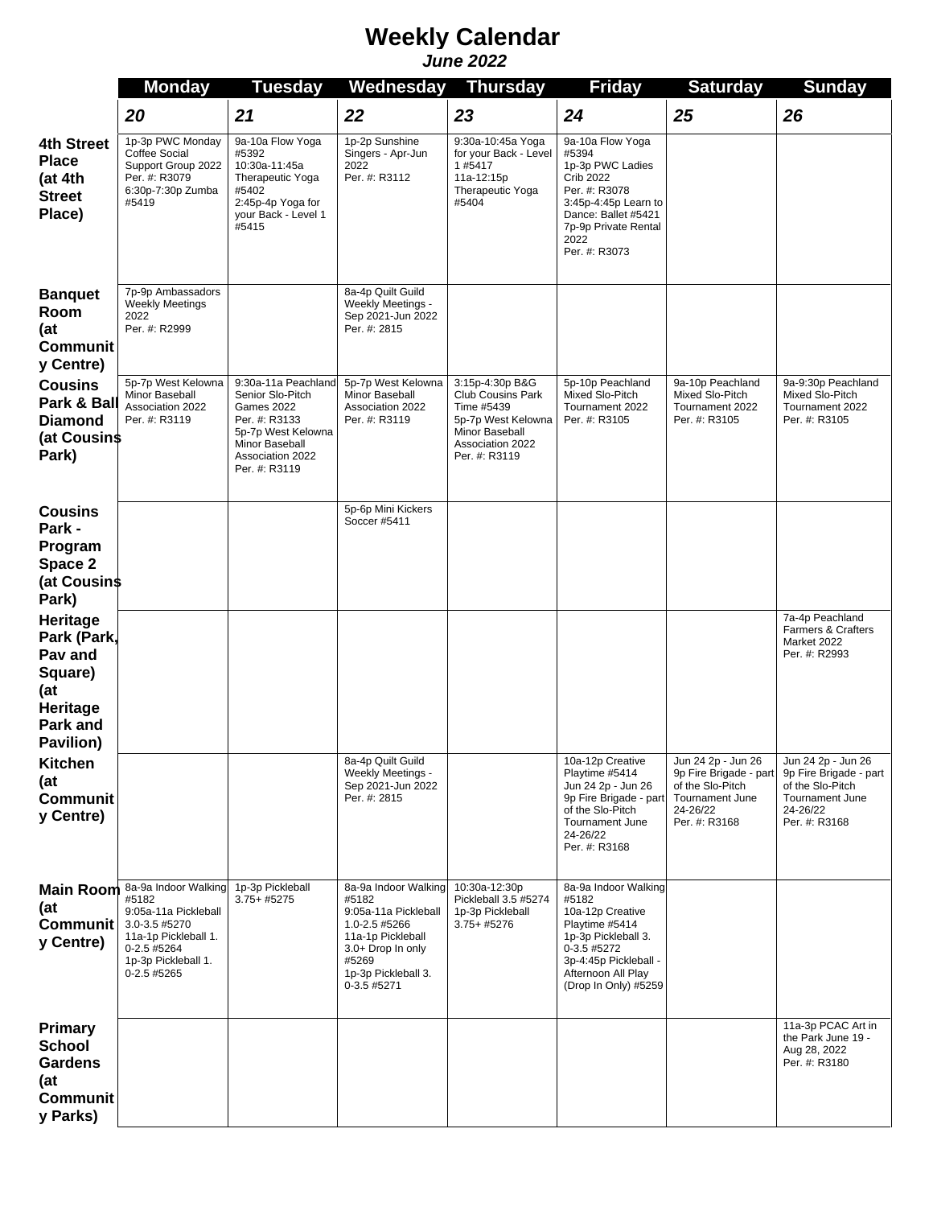# Weekly Calendar

***June 2022***

| | Monday | Tuesday | Wednesday | Thursday | Friday | Saturday | Sunday |
|---|---|---|---|---|---|---|---|
| | **20** | **21** | **22** | **23** | **24** | **25** | **26** |
| **4th Street Place (at 4th Street Place)** | 1p-3p PWC Monday Coffee Social Support Group 2022 Per. #: R3079<br>6:30p-7:30p Zumba #5419 | 9a-10a Flow Yoga #5392<br>10:30a-11:45a Therapeutic Yoga #5402<br>2:45p-4p Yoga for your Back - Level 1 #5415 | 1p-2p Sunshine Singers - Apr-Jun 2022 Per. #: R3112 | 9:30a-10:45a Yoga for your Back - Level 1 #5417<br>11a-12:15p Therapeutic Yoga #5404 | 9a-10a Flow Yoga #5394<br>1p-3p PWC Ladies Crib 2022 Per. #: R3078<br>3:45p-4:45p Learn to Dance: Ballet #5421<br>7p-9p Private Rental 2022 Per. #: R3073 | | |
| **Banquet Room (at Community Centre)** | 7p-9p Ambassadors Weekly Meetings 2022 Per. #: R2999 | | 8a-4p Quilt Guild Weekly Meetings - Sep 2021-Jun 2022 Per. #: 2815 | | | | |
| **Cousins Park & Ball Diamond (at Cousins Park)** | 5p-7p West Kelowna Minor Baseball Association 2022 Per. #: R3119 | 9:30a-11a Peachland Senior Slo-Pitch Games 2022 Per. #: R3133<br>5p-7p West Kelowna Minor Baseball Association 2022 Per. #: R3119 | 5p-7p West Kelowna Minor Baseball Association 2022 Per. #: R3119 | 3:15p-4:30p B&G Club Cousins Park Time #5439<br>5p-7p West Kelowna Minor Baseball Association 2022 Per. #: R3119 | 5p-10p Peachland Mixed Slo-Pitch Tournament 2022 Per. #: R3105 | 9a-10p Peachland Mixed Slo-Pitch Tournament 2022 Per. #: R3105 | 9a-9:30p Peachland Mixed Slo-Pitch Tournament 2022 Per. #: R3105 |
| **Cousins Park - Program Space 2 (at Cousins Park)** | | | 5p-6p Mini Kickers Soccer #5411 | | | | |
| **Heritage Park (Park, Pav and Square) (at Heritage Park and Pavilion)** | | | | | | | 7a-4p Peachland Farmers & Crafters Market 2022 Per. #: R2993 |
| **Kitchen (at Community Centre)** | | | 8a-4p Quilt Guild Weekly Meetings - Sep 2021-Jun 2022 Per. #: 2815 | | 10a-12p Creative Playtime #5414<br>Jun 24 2p - Jun 26 9p Fire Brigade - part of the Slo-Pitch Tournament June 24-26/22 Per. #: R3168 | Jun 24 2p - Jun 26 9p Fire Brigade - part of the Slo-Pitch Tournament June 24-26/22 Per. #: R3168 | Jun 24 2p - Jun 26 9p Fire Brigade - part of the Slo-Pitch Tournament June 24-26/22 Per. #: R3168 |
| **Main Room (at Community Centre)** | 8a-9a Indoor Walking #5182<br>9:05a-11a Pickleball 3.0-3.5 #5270<br>11a-1p Pickleball 1.0-2.5 #5264<br>1p-3p Pickleball 1.0-2.5 #5265 | 1p-3p Pickleball 3.75+ #5275 | 8a-9a Indoor Walking #5182<br>9:05a-11a Pickleball 1.0-2.5 #5266<br>11a-1p Pickleball 3.0+ Drop In only #5269<br>1p-3p Pickleball 3.0-3.5 #5271 | 10:30a-12:30p Pickleball 3.5 #5274<br>1p-3p Pickleball 3.75+ #5276 | 8a-9a Indoor Walking #5182<br>10a-12p Creative Playtime #5414<br>1p-3p Pickleball 3.0-3.5 #5272<br>3p-4:45p Pickleball - Afternoon All Play (Drop In Only) #5259 | | |
| **Primary School Gardens (at Community Parks)** | | | | | | | 11a-3p PCAC Art in the Park June 19 - Aug 28, 2022 Per. #: R3180 |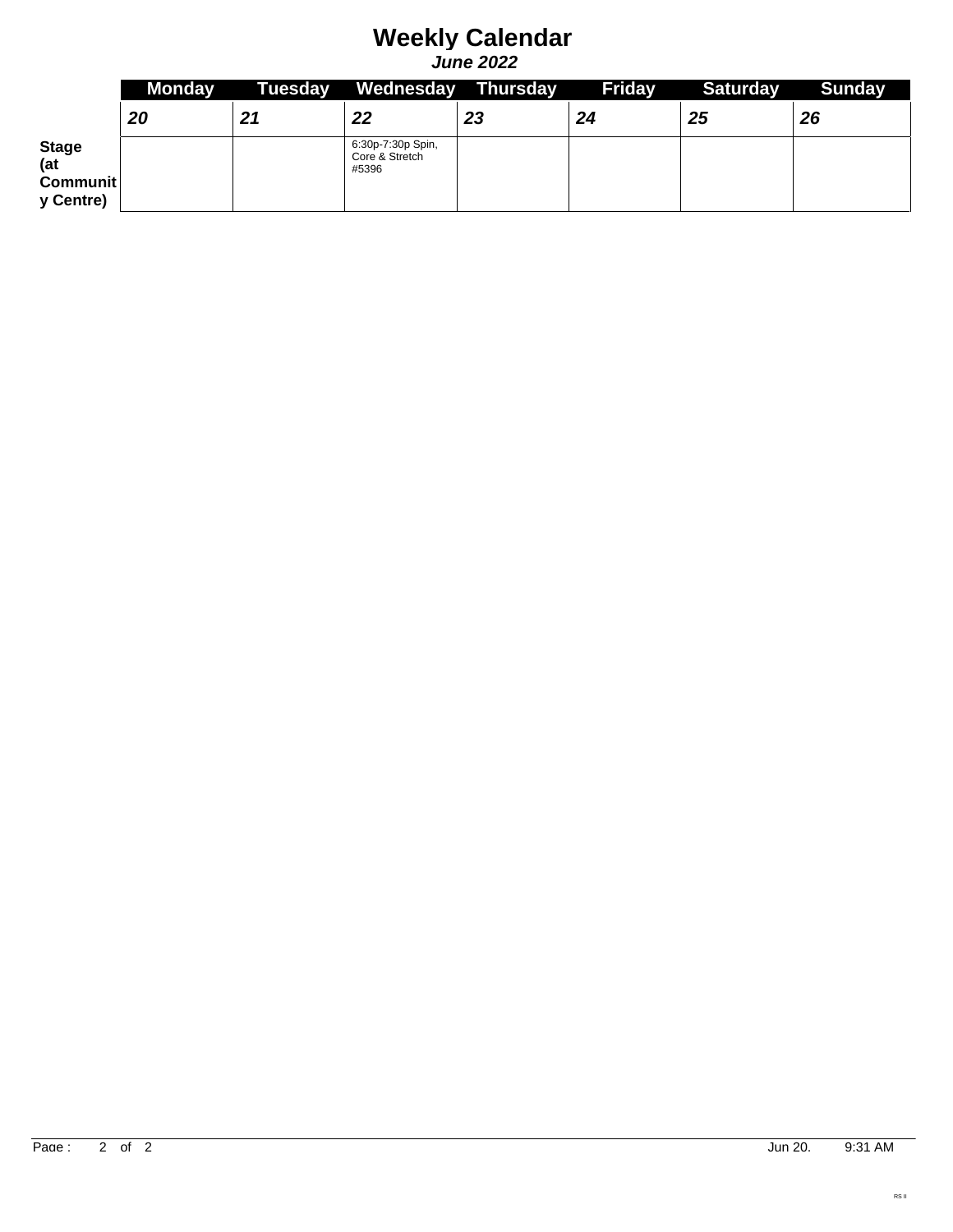# Weekly Calendar

***June 2022***

| | Monday | Tuesday | Wednesday | Thursday | Friday | Saturday | Sunday |
|---|---|---|---|---|---|---|---|
| | ***20*** | ***21*** | ***22*** | ***23*** | ***24*** | ***25*** | ***26*** |
| **Stage (at Community Centre)** | | | 6:30p-7:30p Spin, Core & Stretch #5396 | | | | |